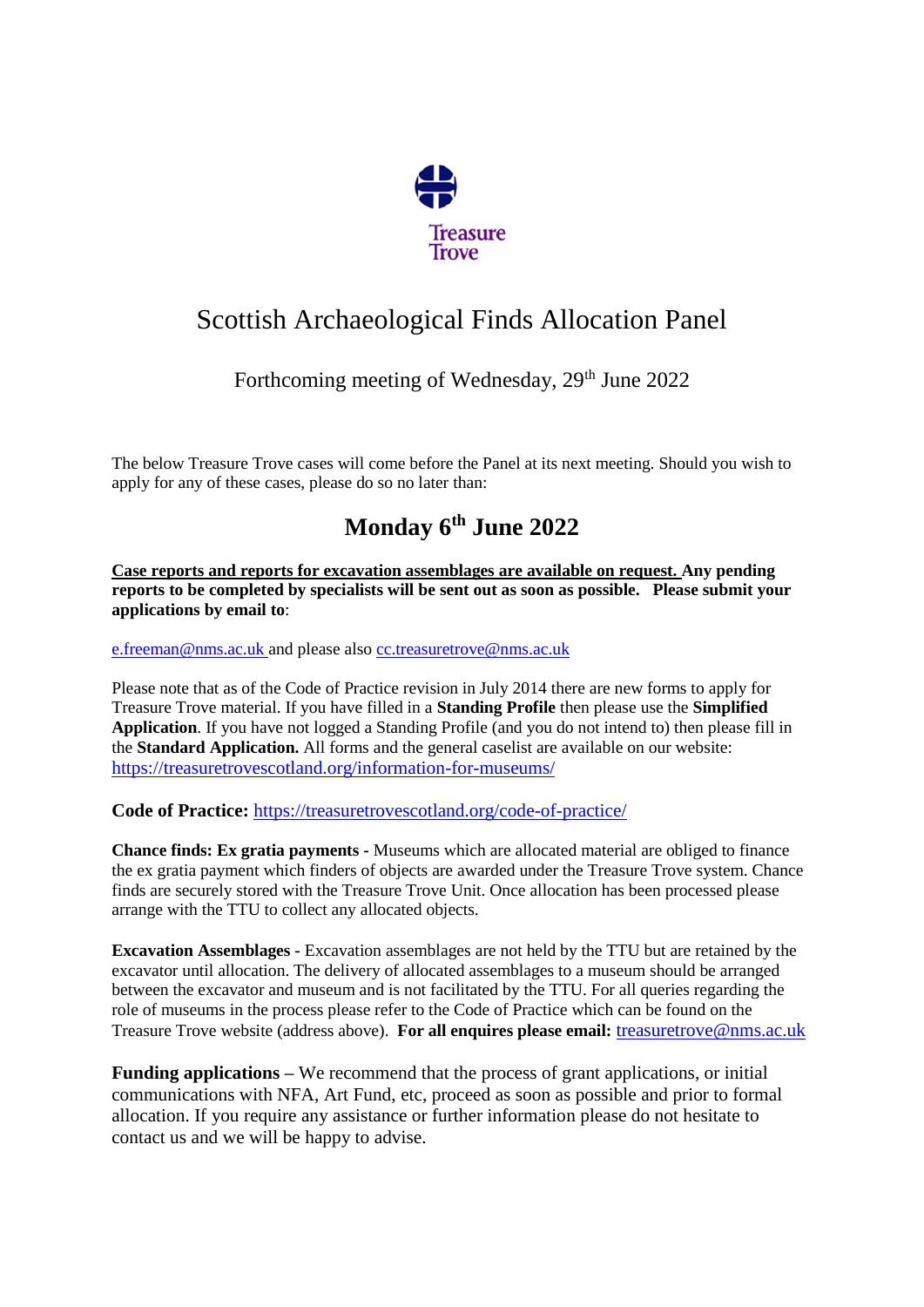Treasure Trove

# Scottish Archaeological Finds Allocation Panel

## Forthcoming meeting of Wednesday, 29th June 2022

The below Treasure Trove cases will come before the Panel at its next meeting. Should you wish to apply for any of these cases, please do so no later than:

## Monday 6th June 2022

**Case reports and reports for excavation assemblages are available on request. Any pending reports to be completed by specialists will be sent out as soon as possible. Please submit your applications by email to**:

e.freeman@nms.ac.uk and please also cc.treasuretrove@nms.ac.uk

Please note that as of the Code of Practice revision in July 2014 there are new forms to apply for Treasure Trove material. If you have filled in a **Standing Profile** then please use the **Simplified Application**. If you have not logged a Standing Profile (and you do not intend to) then please fill in the **Standard Application.** All forms and the general caselist are available on our website: https://treasuretrovescotland.org/information-for-museums/

**Code of Practice:** https://treasuretrovescotland.org/code-of-practice/

**Chance finds: Ex gratia payments** - Museums which are allocated material are obliged to finance the ex gratia payment which finders of objects are awarded under the Treasure Trove system. Chance finds are securely stored with the Treasure Trove Unit. Once allocation has been processed please arrange with the TTU to collect any allocated objects.

**Excavation Assemblages -** Excavation assemblages are not held by the TTU but are retained by the excavator until allocation. The delivery of allocated assemblages to a museum should be arranged between the excavator and museum and is not facilitated by the TTU. For all queries regarding the role of museums in the process please refer to the Code of Practice which can be found on the Treasure Trove website (address above). **For all enquires please email:** treasuretrove@nms.ac.uk

**Funding applications** – We recommend that the process of grant applications, or initial communications with NFA, Art Fund, etc, proceed as soon as possible and prior to formal allocation. If you require any assistance or further information please do not hesitate to contact us and we will be happy to advise.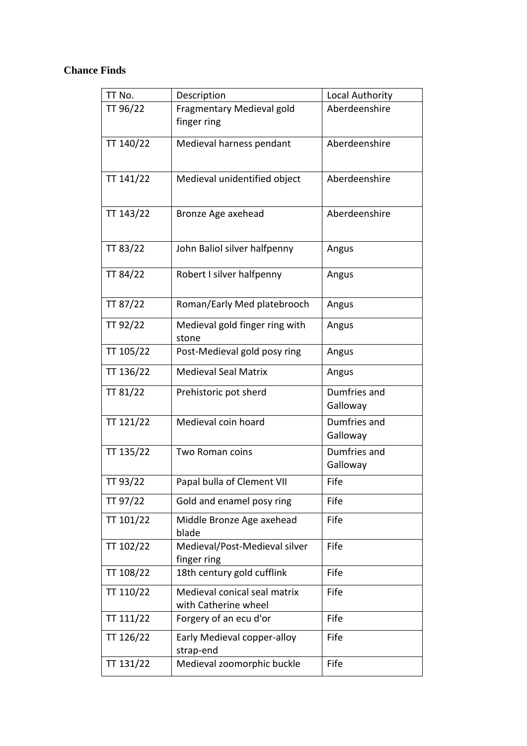**Chance Finds**

| TT No. | Description | Local Authority |
| --- | --- | --- |
| TT 96/22 | Fragmentary Medieval gold finger ring | Aberdeenshire |
| TT 140/22 | Medieval harness pendant | Aberdeenshire |
| TT 141/22 | Medieval unidentified object | Aberdeenshire |
| TT 143/22 | Bronze Age axehead | Aberdeenshire |
| TT 83/22 | John Baliol silver halfpenny | Angus |
| TT 84/22 | Robert I silver halfpenny | Angus |
| TT 87/22 | Roman/Early Med platebrooch | Angus |
| TT 92/22 | Medieval gold finger ring with stone | Angus |
| TT 105/22 | Post-Medieval gold posy ring | Angus |
| TT 136/22 | Medieval Seal Matrix | Angus |
| TT 81/22 | Prehistoric pot sherd | Dumfries and Galloway |
| TT 121/22 | Medieval coin hoard | Dumfries and Galloway |
| TT 135/22 | Two Roman coins | Dumfries and Galloway |
| TT 93/22 | Papal bulla of Clement VII | Fife |
| TT 97/22 | Gold and enamel posy ring | Fife |
| TT 101/22 | Middle Bronze Age axehead blade | Fife |
| TT 102/22 | Medieval/Post-Medieval silver finger ring | Fife |
| TT 108/22 | 18th century gold cufflink | Fife |
| TT 110/22 | Medieval conical seal matrix with Catherine wheel | Fife |
| TT 111/22 | Forgery of an ecu d'or | Fife |
| TT 126/22 | Early Medieval copper-alloy strap-end | Fife |
| TT 131/22 | Medieval zoomorphic buckle | Fife |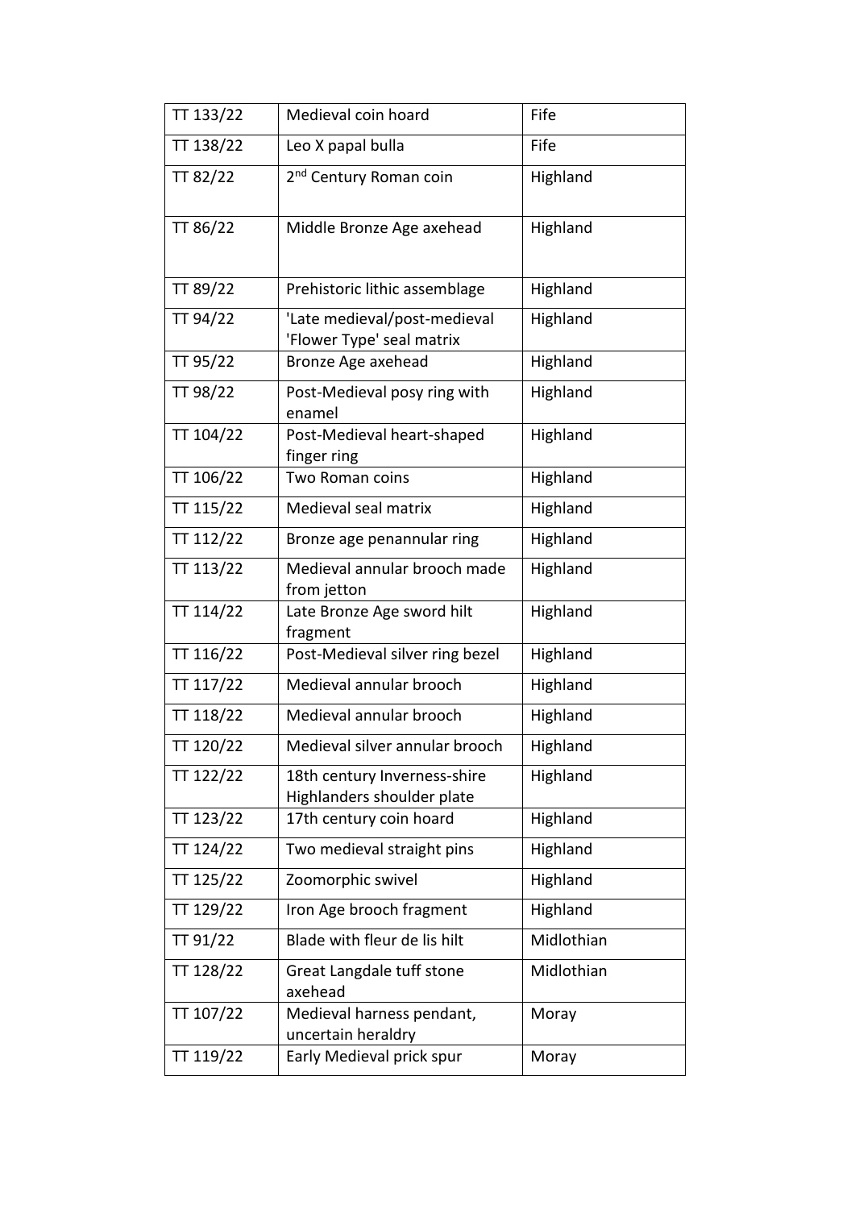| TT 133/22 | Medieval coin hoard | Fife |
|---|---|---|
| TT 138/22 | Leo X papal bulla | Fife |
| TT 82/22 | 2nd Century Roman coin | Highland |
| TT 86/22 | Middle Bronze Age axehead | Highland |
| TT 89/22 | Prehistoric lithic assemblage | Highland |
| TT 94/22 | 'Late medieval/post-medieval 'Flower Type' seal matrix | Highland |
| TT 95/22 | Bronze Age axehead | Highland |
| TT 98/22 | Post-Medieval posy ring with enamel | Highland |
| TT 104/22 | Post-Medieval heart-shaped finger ring | Highland |
| TT 106/22 | Two Roman coins | Highland |
| TT 115/22 | Medieval seal matrix | Highland |
| TT 112/22 | Bronze age penannular ring | Highland |
| TT 113/22 | Medieval annular brooch made from jetton | Highland |
| TT 114/22 | Late Bronze Age sword hilt fragment | Highland |
| TT 116/22 | Post-Medieval silver ring bezel | Highland |
| TT 117/22 | Medieval annular brooch | Highland |
| TT 118/22 | Medieval annular brooch | Highland |
| TT 120/22 | Medieval silver annular brooch | Highland |
| TT 122/22 | 18th century Inverness-shire Highlanders shoulder plate | Highland |
| TT 123/22 | 17th century coin hoard | Highland |
| TT 124/22 | Two medieval straight pins | Highland |
| TT 125/22 | Zoomorphic swivel | Highland |
| TT 129/22 | Iron Age brooch fragment | Highland |
| TT 91/22 | Blade with fleur de lis hilt | Midlothian |
| TT 128/22 | Great Langdale tuff stone axehead | Midlothian |
| TT 107/22 | Medieval harness pendant, uncertain heraldry | Moray |
| TT 119/22 | Early Medieval prick spur | Moray |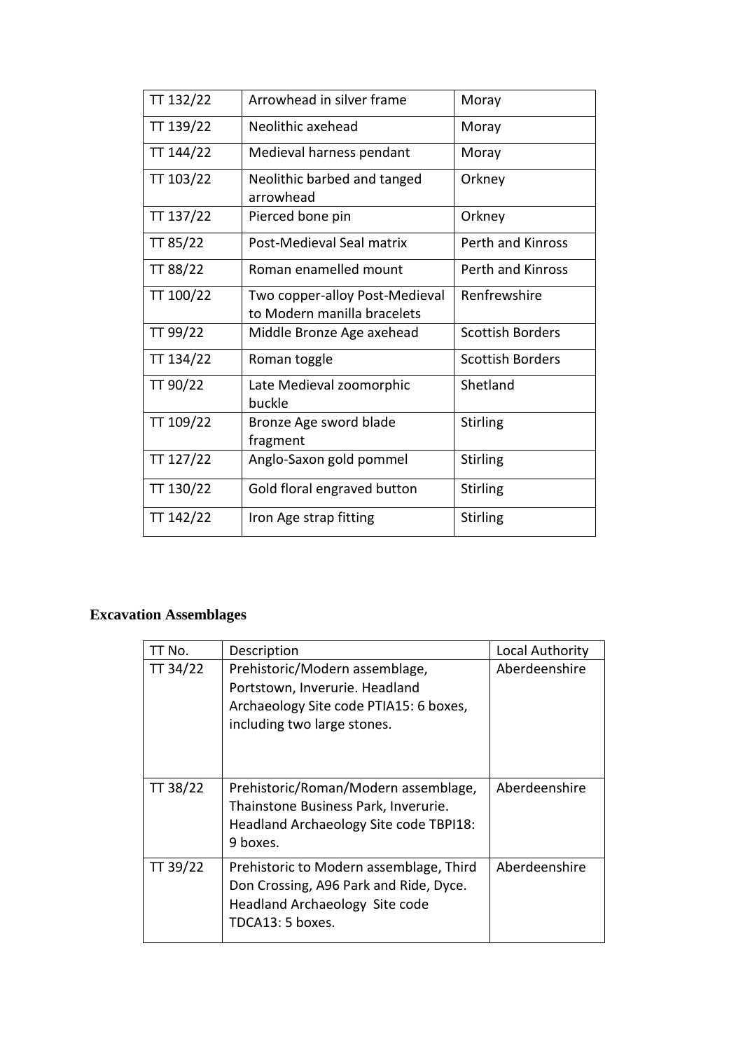| | | |
|---|---|---|
| TT 132/22 | Arrowhead in silver frame | Moray |
| TT 139/22 | Neolithic axehead | Moray |
| TT 144/22 | Medieval harness pendant | Moray |
| TT 103/22 | Neolithic barbed and tanged arrowhead | Orkney |
| TT 137/22 | Pierced bone pin | Orkney |
| TT 85/22 | Post-Medieval Seal matrix | Perth and Kinross |
| TT 88/22 | Roman enamelled mount | Perth and Kinross |
| TT 100/22 | Two copper-alloy Post-Medieval to Modern manilla bracelets | Renfrewshire |
| TT 99/22 | Middle Bronze Age axehead | Scottish Borders |
| TT 134/22 | Roman toggle | Scottish Borders |
| TT 90/22 | Late Medieval zoomorphic buckle | Shetland |
| TT 109/22 | Bronze Age sword blade fragment | Stirling |
| TT 127/22 | Anglo-Saxon gold pommel | Stirling |
| TT 130/22 | Gold floral engraved button | Stirling |
| TT 142/22 | Iron Age strap fitting | Stirling |

## Excavation Assemblages

| TT No. | Description | Local Authority |
|---|---|---|
| TT 34/22 | Prehistoric/Modern assemblage, Portstown, Inverurie. Headland Archaeology Site code PTIA15: 6 boxes, including two large stones. | Aberdeenshire |
| TT 38/22 | Prehistoric/Roman/Modern assemblage, Thainstone Business Park, Inverurie. Headland Archaeology Site code TBPI18: 9 boxes. | Aberdeenshire |
| TT 39/22 | Prehistoric to Modern assemblage, Third Don Crossing, A96 Park and Ride, Dyce. Headland Archaeology Site code TDCA13: 5 boxes. | Aberdeenshire |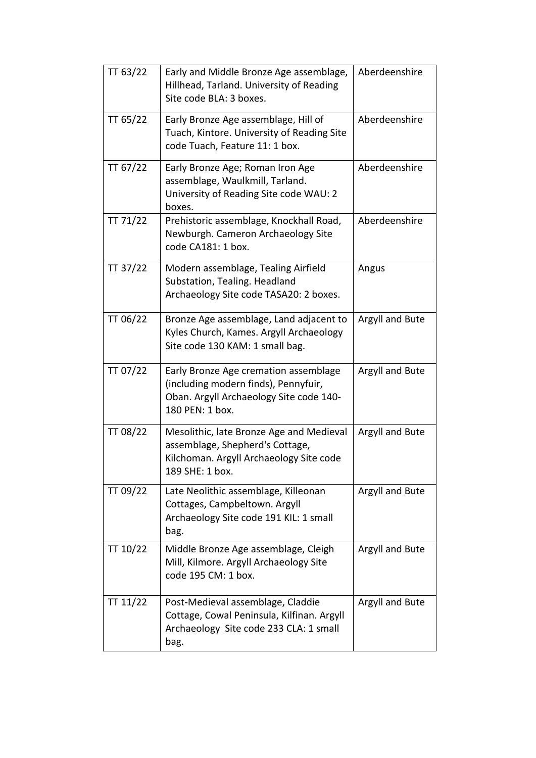| TT 63/22 | Early and Middle Bronze Age assemblage, Hillhead, Tarland. University of Reading Site code BLA: 3 boxes. | Aberdeenshire |
|---|---|---|
| TT 65/22 | Early Bronze Age assemblage, Hill of Tuach, Kintore. University of Reading Site code Tuach, Feature 11: 1 box. | Aberdeenshire |
| TT 67/22 | Early Bronze Age; Roman Iron Age assemblage, Waulkmill, Tarland. University of Reading Site code WAU: 2 boxes. | Aberdeenshire |
| TT 71/22 | Prehistoric assemblage, Knockhall Road, Newburgh. Cameron Archaeology Site code CA181: 1 box. | Aberdeenshire |
| TT 37/22 | Modern assemblage, Tealing Airfield Substation, Tealing. Headland Archaeology Site code TASA20: 2 boxes. | Angus |
| TT 06/22 | Bronze Age assemblage, Land adjacent to Kyles Church, Kames. Argyll Archaeology Site code 130 KAM: 1 small bag. | Argyll and Bute |
| TT 07/22 | Early Bronze Age cremation assemblage (including modern finds), Pennyfuir, Oban. Argyll Archaeology Site code 140-180 PEN: 1 box. | Argyll and Bute |
| TT 08/22 | Mesolithic, late Bronze Age and Medieval assemblage, Shepherd's Cottage, Kilchoman. Argyll Archaeology Site code 189 SHE: 1 box. | Argyll and Bute |
| TT 09/22 | Late Neolithic assemblage, Killeonan Cottages, Campbeltown. Argyll Archaeology Site code 191 KIL: 1 small bag. | Argyll and Bute |
| TT 10/22 | Middle Bronze Age assemblage, Cleigh Mill, Kilmore. Argyll Archaeology Site code 195 CM: 1 box. | Argyll and Bute |
| TT 11/22 | Post-Medieval assemblage, Claddie Cottage, Cowal Peninsula, Kilfinan. Argyll Archaeology Site code 233 CLA: 1 small bag. | Argyll and Bute |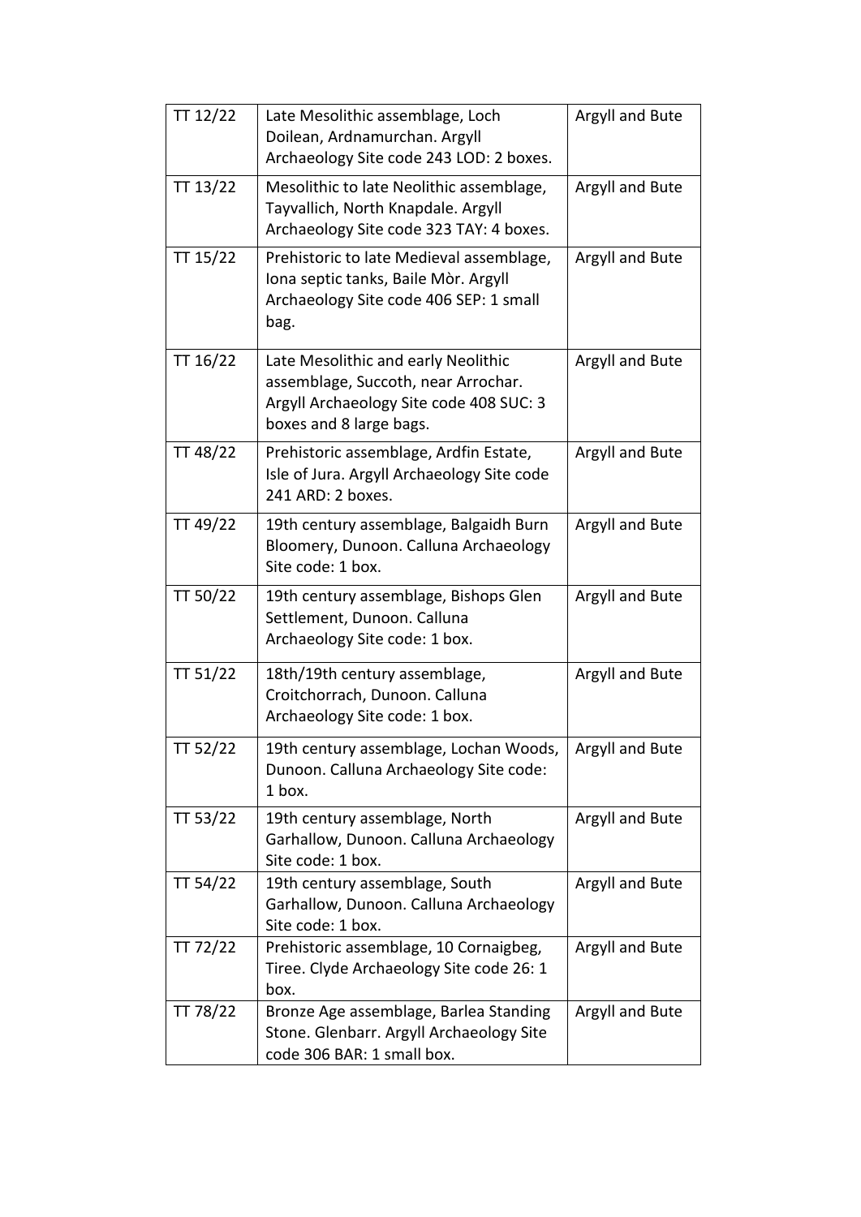| TT 12/22 | Late Mesolithic assemblage, Loch Doilean, Ardnamurchan. Argyll Archaeology Site code 243 LOD: 2 boxes. | Argyll and Bute |
|---|---|---|
| TT 13/22 | Mesolithic to late Neolithic assemblage, Tayvallich, North Knapdale. Argyll Archaeology Site code 323 TAY: 4 boxes. | Argyll and Bute |
| TT 15/22 | Prehistoric to late Medieval assemblage, Iona septic tanks, Baile Mòr. Argyll Archaeology Site code 406 SEP: 1 small bag. | Argyll and Bute |
| TT 16/22 | Late Mesolithic and early Neolithic assemblage, Succoth, near Arrochar. Argyll Archaeology Site code 408 SUC: 3 boxes and 8 large bags. | Argyll and Bute |
| TT 48/22 | Prehistoric assemblage, Ardfin Estate, Isle of Jura. Argyll Archaeology Site code 241 ARD: 2 boxes. | Argyll and Bute |
| TT 49/22 | 19th century assemblage, Balgaidh Burn Bloomery, Dunoon. Calluna Archaeology Site code: 1 box. | Argyll and Bute |
| TT 50/22 | 19th century assemblage, Bishops Glen Settlement, Dunoon. Calluna Archaeology Site code: 1 box. | Argyll and Bute |
| TT 51/22 | 18th/19th century assemblage, Croitchorrach, Dunoon. Calluna Archaeology Site code: 1 box. | Argyll and Bute |
| TT 52/22 | 19th century assemblage, Lochan Woods, Dunoon. Calluna Archaeology Site code: 1 box. | Argyll and Bute |
| TT 53/22 | 19th century assemblage, North Garhallow, Dunoon. Calluna Archaeology Site code: 1 box. | Argyll and Bute |
| TT 54/22 | 19th century assemblage, South Garhallow, Dunoon. Calluna Archaeology Site code: 1 box. | Argyll and Bute |
| TT 72/22 | Prehistoric assemblage, 10 Cornaigbeg, Tiree. Clyde Archaeology Site code 26: 1 box. | Argyll and Bute |
| TT 78/22 | Bronze Age assemblage, Barlea Standing Stone. Glenbarr. Argyll Archaeology Site code 306 BAR: 1 small box. | Argyll and Bute |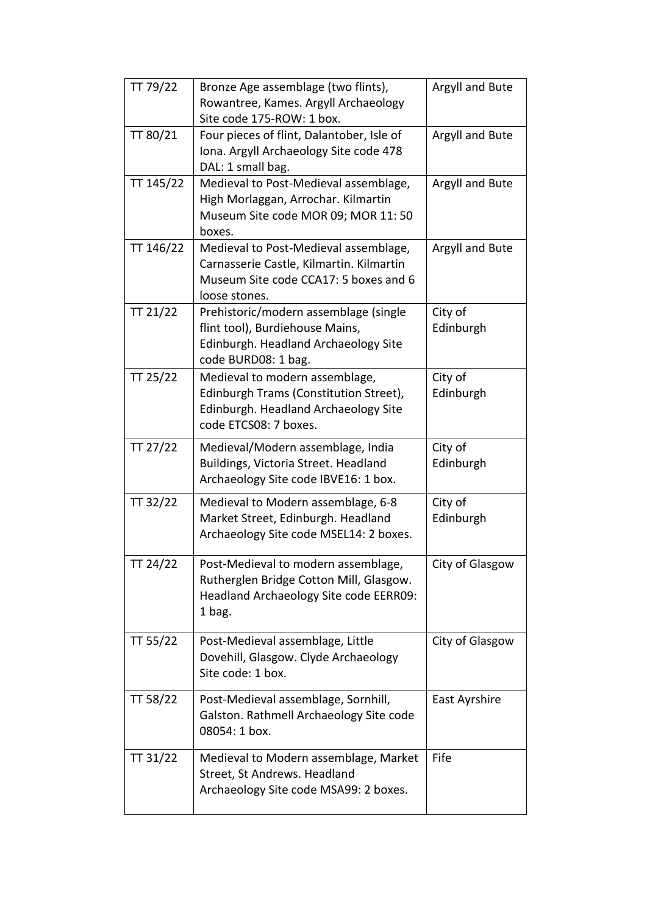| TT 79/22 | Bronze Age assemblage (two flints), Rowantree, Kames. Argyll Archaeology Site code 175-ROW: 1 box. | Argyll and Bute |
|---|---|---|
| TT 80/21 | Four pieces of flint, Dalantober, Isle of Iona. Argyll Archaeology Site code 478 DAL: 1 small bag. | Argyll and Bute |
| TT 145/22 | Medieval to Post-Medieval assemblage, High Morlaggan, Arrochar. Kilmartin Museum Site code MOR 09; MOR 11: 50 boxes. | Argyll and Bute |
| TT 146/22 | Medieval to Post-Medieval assemblage, Carnasserie Castle, Kilmartin. Kilmartin Museum Site code CCA17: 5 boxes and 6 loose stones. | Argyll and Bute |
| TT 21/22 | Prehistoric/modern assemblage (single flint tool), Burdiehouse Mains, Edinburgh. Headland Archaeology Site code BURD08: 1 bag. | City of Edinburgh |
| TT 25/22 | Medieval to modern assemblage, Edinburgh Trams (Constitution Street), Edinburgh. Headland Archaeology Site code ETCS08: 7 boxes. | City of Edinburgh |
| TT 27/22 | Medieval/Modern assemblage, India Buildings, Victoria Street. Headland Archaeology Site code IBVE16: 1 box. | City of Edinburgh |
| TT 32/22 | Medieval to Modern assemblage, 6-8 Market Street, Edinburgh. Headland Archaeology Site code MSEL14: 2 boxes. | City of Edinburgh |
| TT 24/22 | Post-Medieval to modern assemblage, Rutherglen Bridge Cotton Mill, Glasgow. Headland Archaeology Site code EERR09: 1 bag. | City of Glasgow |
| TT 55/22 | Post-Medieval assemblage, Little Dovehill, Glasgow. Clyde Archaeology Site code: 1 box. | City of Glasgow |
| TT 58/22 | Post-Medieval assemblage, Sornhill, Galston. Rathmell Archaeology Site code 08054: 1 box. | East Ayrshire |
| TT 31/22 | Medieval to Modern assemblage, Market Street, St Andrews. Headland Archaeology Site code MSA99: 2 boxes. | Fife |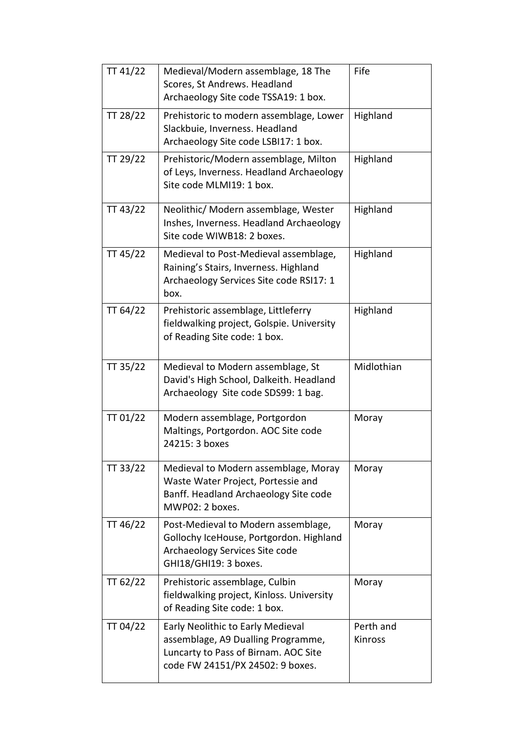| TT 41/22 | Medieval/Modern assemblage, 18 The Scores, St Andrews. Headland Archaeology Site code TSSA19: 1 box. | Fife |
|---|---|---|
| TT 28/22 | Prehistoric to modern assemblage, Lower Slackbuie, Inverness. Headland Archaeology Site code LSBI17: 1 box. | Highland |
| TT 29/22 | Prehistoric/Modern assemblage, Milton of Leys, Inverness. Headland Archaeology Site code MLMI19: 1 box. | Highland |
| TT 43/22 | Neolithic/ Modern assemblage, Wester Inshes, Inverness. Headland Archaeology Site code WIWB18: 2 boxes. | Highland |
| TT 45/22 | Medieval to Post-Medieval assemblage, Raining's Stairs, Inverness. Highland Archaeology Services Site code RSI17: 1 box. | Highland |
| TT 64/22 | Prehistoric assemblage, Littleferry fieldwalking project, Golspie. University of Reading Site code: 1 box. | Highland |
| TT 35/22 | Medieval to Modern assemblage, St David's High School, Dalkeith. Headland Archaeology Site code SDS99: 1 bag. | Midlothian |
| TT 01/22 | Modern assemblage, Portgordon Maltings, Portgordon. AOC Site code 24215: 3 boxes | Moray |
| TT 33/22 | Medieval to Modern assemblage, Moray Waste Water Project, Portessie and Banff. Headland Archaeology Site code MWP02: 2 boxes. | Moray |
| TT 46/22 | Post-Medieval to Modern assemblage, Gollochy IceHouse, Portgordon. Highland Archaeology Services Site code GHI18/GHI19: 3 boxes. | Moray |
| TT 62/22 | Prehistoric assemblage, Culbin fieldwalking project, Kinloss. University of Reading Site code: 1 box. | Moray |
| TT 04/22 | Early Neolithic to Early Medieval assemblage, A9 Dualling Programme, Luncarty to Pass of Birnam. AOC Site code FW 24151/PX 24502: 9 boxes. | Perth and Kinross |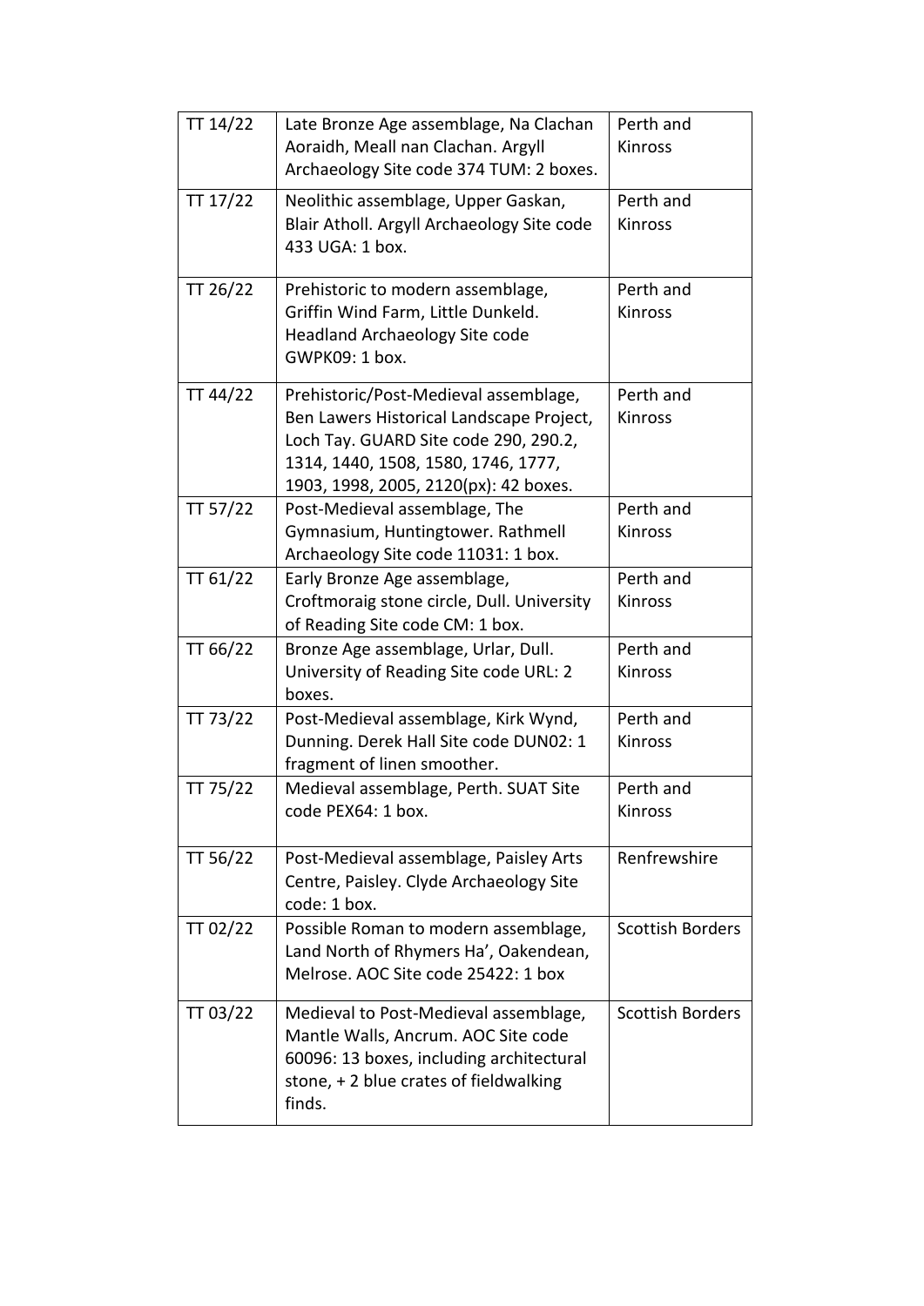| TT 14/22 | Late Bronze Age assemblage, Na Clachan Aoraidh, Meall nan Clachan. Argyll Archaeology Site code 374 TUM: 2 boxes. | Perth and Kinross |
|---|---|---|
| TT 17/22 | Neolithic assemblage, Upper Gaskan, Blair Atholl. Argyll Archaeology Site code 433 UGA: 1 box. | Perth and Kinross |
| TT 26/22 | Prehistoric to modern assemblage, Griffin Wind Farm, Little Dunkeld. Headland Archaeology Site code GWPK09: 1 box. | Perth and Kinross |
| TT 44/22 | Prehistoric/Post-Medieval assemblage, Ben Lawers Historical Landscape Project, Loch Tay. GUARD Site code 290, 290.2, 1314, 1440, 1508, 1580, 1746, 1777, 1903, 1998, 2005, 2120(px): 42 boxes. | Perth and Kinross |
| TT 57/22 | Post-Medieval assemblage, The Gymnasium, Huntingtower. Rathmell Archaeology Site code 11031: 1 box. | Perth and Kinross |
| TT 61/22 | Early Bronze Age assemblage, Croftmoraig stone circle, Dull. University of Reading Site code CM: 1 box. | Perth and Kinross |
| TT 66/22 | Bronze Age assemblage, Urlar, Dull. University of Reading Site code URL: 2 boxes. | Perth and Kinross |
| TT 73/22 | Post-Medieval assemblage, Kirk Wynd, Dunning. Derek Hall Site code DUN02: 1 fragment of linen smoother. | Perth and Kinross |
| TT 75/22 | Medieval assemblage, Perth. SUAT Site code PEX64: 1 box. | Perth and Kinross |
| TT 56/22 | Post-Medieval assemblage, Paisley Arts Centre, Paisley. Clyde Archaeology Site code: 1 box. | Renfrewshire |
| TT 02/22 | Possible Roman to modern assemblage, Land North of Rhymers Ha', Oakendean, Melrose. AOC Site code 25422: 1 box | Scottish Borders |
| TT 03/22 | Medieval to Post-Medieval assemblage, Mantle Walls, Ancrum. AOC Site code 60096: 13 boxes, including architectural stone, + 2 blue crates of fieldwalking finds. | Scottish Borders |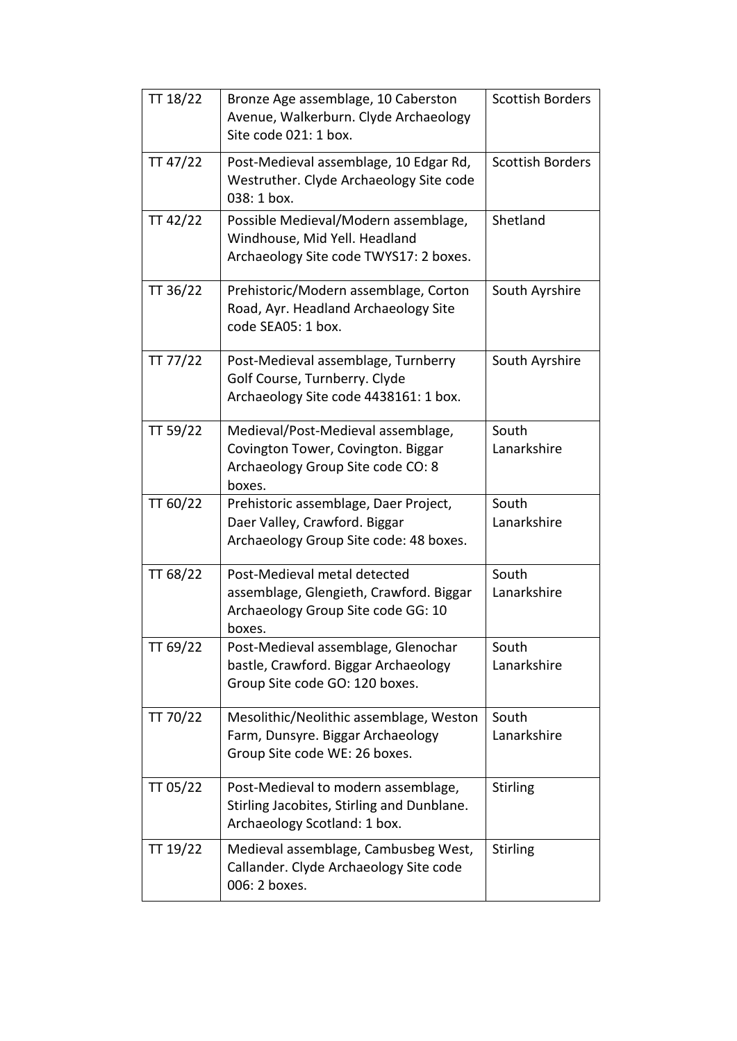| TT 18/22 | Bronze Age assemblage, 10 Caberston Avenue, Walkerburn. Clyde Archaeology Site code 021: 1 box. | Scottish Borders |
|---|---|---|
| TT 47/22 | Post-Medieval assemblage, 10 Edgar Rd, Westruther. Clyde Archaeology Site code 038: 1 box. | Scottish Borders |
| TT 42/22 | Possible Medieval/Modern assemblage, Windhouse, Mid Yell. Headland Archaeology Site code TWYS17: 2 boxes. | Shetland |
| TT 36/22 | Prehistoric/Modern assemblage, Corton Road, Ayr. Headland Archaeology Site code SEA05: 1 box. | South Ayrshire |
| TT 77/22 | Post-Medieval assemblage, Turnberry Golf Course, Turnberry. Clyde Archaeology Site code 4438161: 1 box. | South Ayrshire |
| TT 59/22 | Medieval/Post-Medieval assemblage, Covington Tower, Covington. Biggar Archaeology Group Site code CO: 8 boxes. | South Lanarkshire |
| TT 60/22 | Prehistoric assemblage, Daer Project, Daer Valley, Crawford. Biggar Archaeology Group Site code: 48 boxes. | South Lanarkshire |
| TT 68/22 | Post-Medieval metal detected assemblage, Glengieth, Crawford. Biggar Archaeology Group Site code GG: 10 boxes. | South Lanarkshire |
| TT 69/22 | Post-Medieval assemblage, Glenochar bastle, Crawford. Biggar Archaeology Group Site code GO: 120 boxes. | South Lanarkshire |
| TT 70/22 | Mesolithic/Neolithic assemblage, Weston Farm, Dunsyre. Biggar Archaeology Group Site code WE: 26 boxes. | South Lanarkshire |
| TT 05/22 | Post-Medieval to modern assemblage, Stirling Jacobites, Stirling and Dunblane. Archaeology Scotland: 1 box. | Stirling |
| TT 19/22 | Medieval assemblage, Cambusbeg West, Callander. Clyde Archaeology Site code 006: 2 boxes. | Stirling |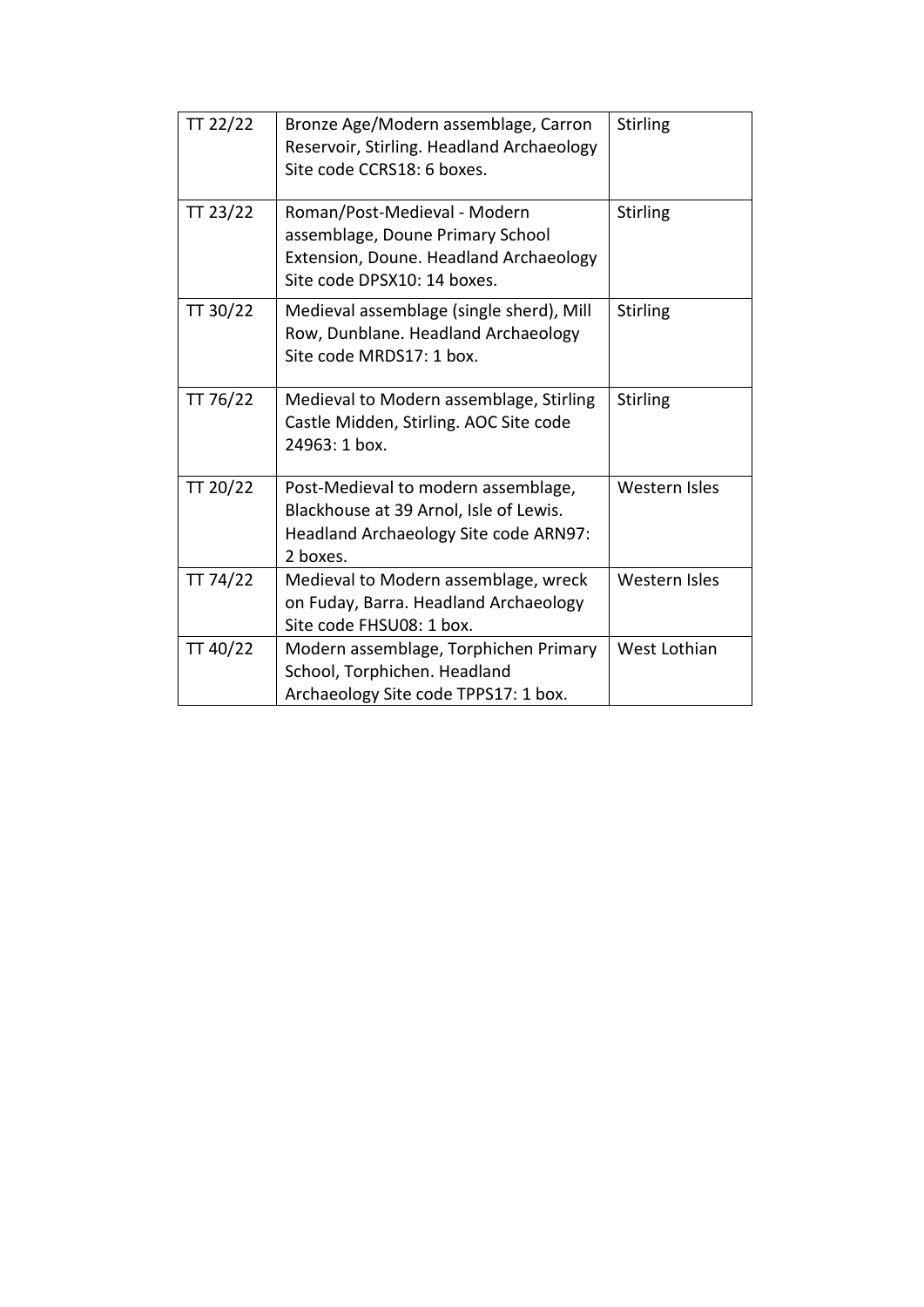| | | |
|---|---|---|
| TT 22/22 | Bronze Age/Modern assemblage, Carron Reservoir, Stirling. Headland Archaeology Site code CCRS18: 6 boxes. | Stirling |
| TT 23/22 | Roman/Post-Medieval - Modern assemblage, Doune Primary School Extension, Doune. Headland Archaeology Site code DPSX10: 14 boxes. | Stirling |
| TT 30/22 | Medieval assemblage (single sherd), Mill Row, Dunblane. Headland Archaeology Site code MRDS17: 1 box. | Stirling |
| TT 76/22 | Medieval to Modern assemblage, Stirling Castle Midden, Stirling. AOC Site code 24963: 1 box. | Stirling |
| TT 20/22 | Post-Medieval to modern assemblage, Blackhouse at 39 Arnol, Isle of Lewis. Headland Archaeology Site code ARN97: 2 boxes. | Western Isles |
| TT 74/22 | Medieval to Modern assemblage, wreck on Fuday, Barra. Headland Archaeology Site code FHSU08: 1 box. | Western Isles |
| TT 40/22 | Modern assemblage, Torphichen Primary School, Torphichen. Headland Archaeology Site code TPPS17: 1 box. | West Lothian |